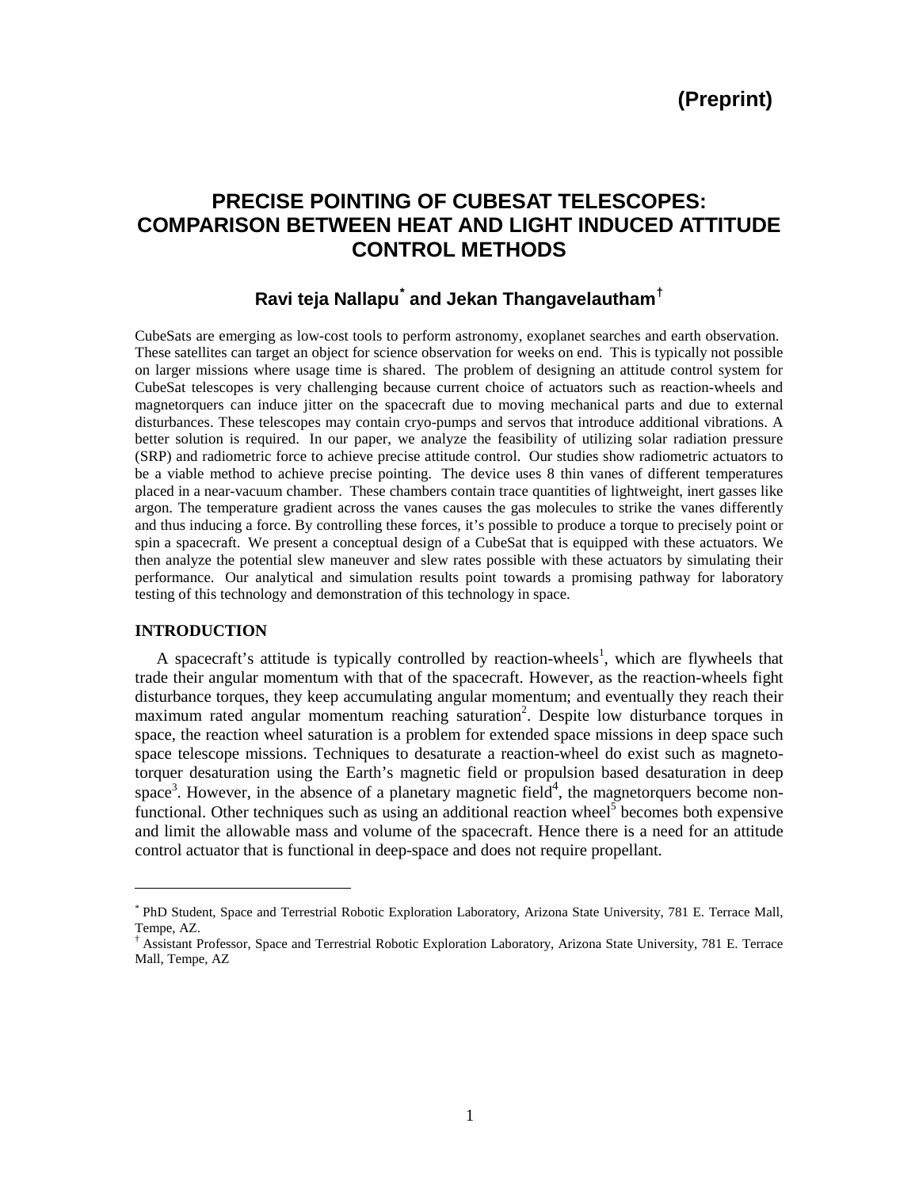(Preprint)

# PRECISE POINTING OF CUBESAT TELESCOPES: COMPARISON BETWEEN HEAT AND LIGHT INDUCED ATTITUDE CONTROL METHODS

## Ravi teja Nallapu[*] and Jekan Thangavelautham[†]

CubeSats are emerging as low-cost tools to perform astronomy, exoplanet searches and earth observation. These satellites can target an object for science observation for weeks on end. This is typically not possible on larger missions where usage time is shared. The problem of designing an attitude control system for CubeSat telescopes is very challenging because current choice of actuators such as reaction-wheels and magnetorquers can induce jitter on the spacecraft due to moving mechanical parts and due to external disturbances. These telescopes may contain cryo-pumps and servos that introduce additional vibrations. A better solution is required. In our paper, we analyze the feasibility of utilizing solar radiation pressure (SRP) and radiometric force to achieve precise attitude control. Our studies show radiometric actuators to be a viable method to achieve precise pointing. The device uses 8 thin vanes of different temperatures placed in a near-vacuum chamber. These chambers contain trace quantities of lightweight, inert gasses like argon. The temperature gradient across the vanes causes the gas molecules to strike the vanes differently and thus inducing a force. By controlling these forces, it's possible to produce a torque to precisely point or spin a spacecraft. We present a conceptual design of a CubeSat that is equipped with these actuators. We then analyze the potential slew maneuver and slew rates possible with these actuators by simulating their performance. Our analytical and simulation results point towards a promising pathway for laboratory testing of this technology and demonstration of this technology in space.

### INTRODUCTION

A spacecraft's attitude is typically controlled by reaction-wheels[1], which are flywheels that trade their angular momentum with that of the spacecraft. However, as the reaction-wheels fight disturbance torques, they keep accumulating angular momentum; and eventually they reach their maximum rated angular momentum reaching saturation[2]. Despite low disturbance torques in space, the reaction wheel saturation is a problem for extended space missions in deep space such space telescope missions. Techniques to desaturate a reaction-wheel do exist such as magneto-torquer desaturation using the Earth's magnetic field or propulsion based desaturation in deep space[3]. However, in the absence of a planetary magnetic field[4], the magnetorquers become non-functional. Other techniques such as using an additional reaction wheel[5] becomes both expensive and limit the allowable mass and volume of the spacecraft. Hence there is a need for an attitude control actuator that is functional in deep-space and does not require propellant.

---

[*] PhD Student, Space and Terrestrial Robotic Exploration Laboratory, Arizona State University, 781 E. Terrace Mall, Tempe, AZ.

[†] Assistant Professor, Space and Terrestrial Robotic Exploration Laboratory, Arizona State University, 781 E. Terrace Mall, Tempe, AZ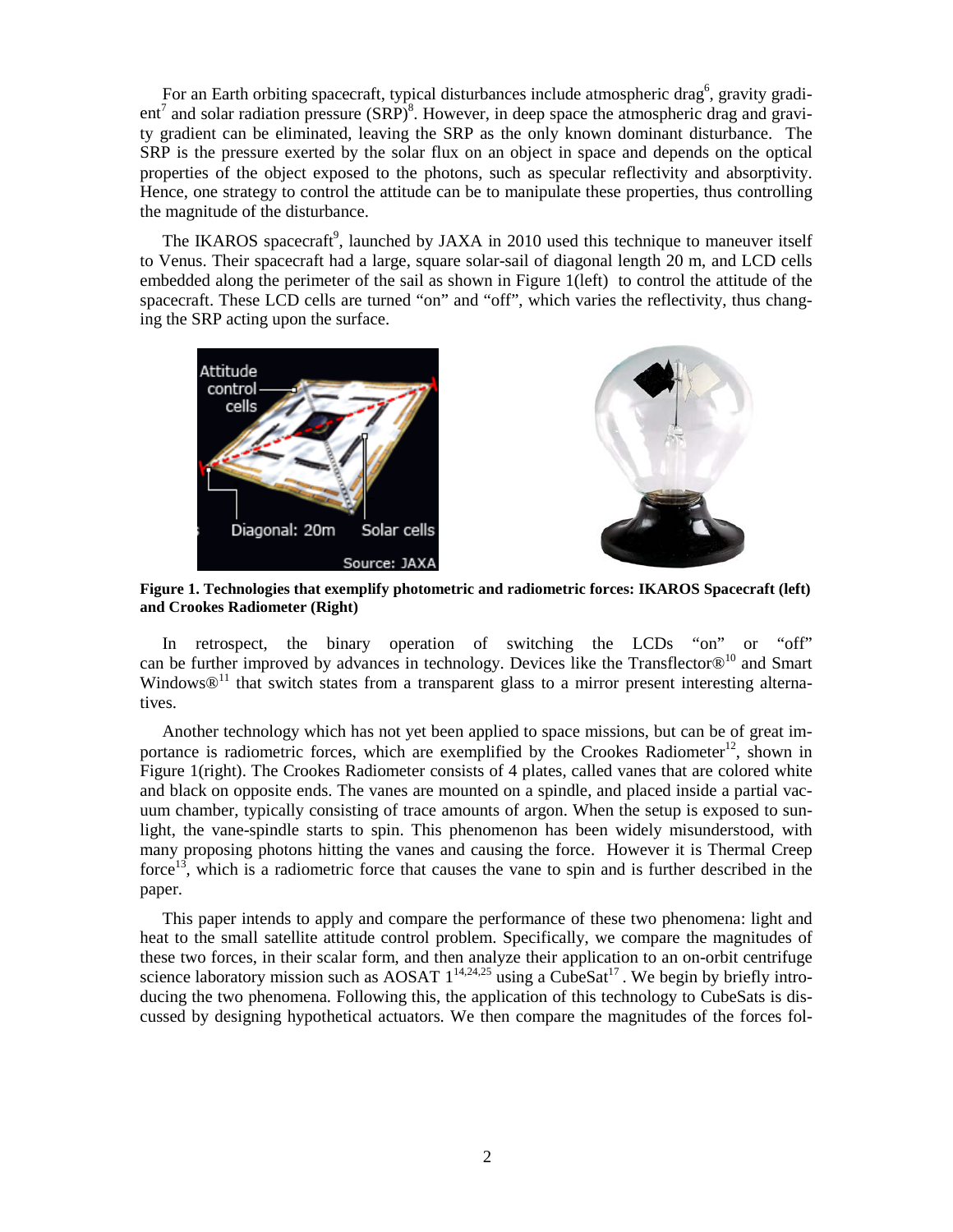For an Earth orbiting spacecraft, typical disturbances include atmospheric drag[6], gravity gradient[7] and solar radiation pressure (SRP)[8]. However, in deep space the atmospheric drag and gravity gradient can be eliminated, leaving the SRP as the only known dominant disturbance. The SRP is the pressure exerted by the solar flux on an object in space and depends on the optical properties of the object exposed to the photons, such as specular reflectivity and absorptivity. Hence, one strategy to control the attitude can be to manipulate these properties, thus controlling the magnitude of the disturbance.

The IKAROS spacecraft[9], launched by JAXA in 2010 used this technique to maneuver itself to Venus. Their spacecraft had a large, square solar-sail of diagonal length 20 m, and LCD cells embedded along the perimeter of the sail as shown in Figure 1(left) to control the attitude of the spacecraft. These LCD cells are turned "on" and "off", which varies the reflectivity, thus changing the SRP acting upon the surface.

**Figure 1. Technologies that exemplify photometric and radiometric forces: IKAROS Spacecraft (left) and Crookes Radiometer (Right)**

In retrospect, the binary operation of switching the LCDs "on" or "off" can be further improved by advances in technology. Devices like the Transflector®[10] and Smart Windows®[11] that switch states from a transparent glass to a mirror present interesting alternatives.

Another technology which has not yet been applied to space missions, but can be of great importance is radiometric forces, which are exemplified by the Crookes Radiometer[12], shown in Figure 1(right). The Crookes Radiometer consists of 4 plates, called vanes that are colored white and black on opposite ends. The vanes are mounted on a spindle, and placed inside a partial vacuum chamber, typically consisting of trace amounts of argon. When the setup is exposed to sunlight, the vane-spindle starts to spin. This phenomenon has been widely misunderstood, with many proposing photons hitting the vanes and causing the force. However it is Thermal Creep force[13], which is a radiometric force that causes the vane to spin and is further described in the paper.

This paper intends to apply and compare the performance of these two phenomena: light and heat to the small satellite attitude control problem. Specifically, we compare the magnitudes of these two forces, in their scalar form, and then analyze their application to an on-orbit centrifuge science laboratory mission such as AOSAT 1[14,24,25] using a CubeSat[17]. We begin by briefly introducing the two phenomena. Following this, the application of this technology to CubeSats is discussed by designing hypothetical actuators. We then compare the magnitudes of the forces fol-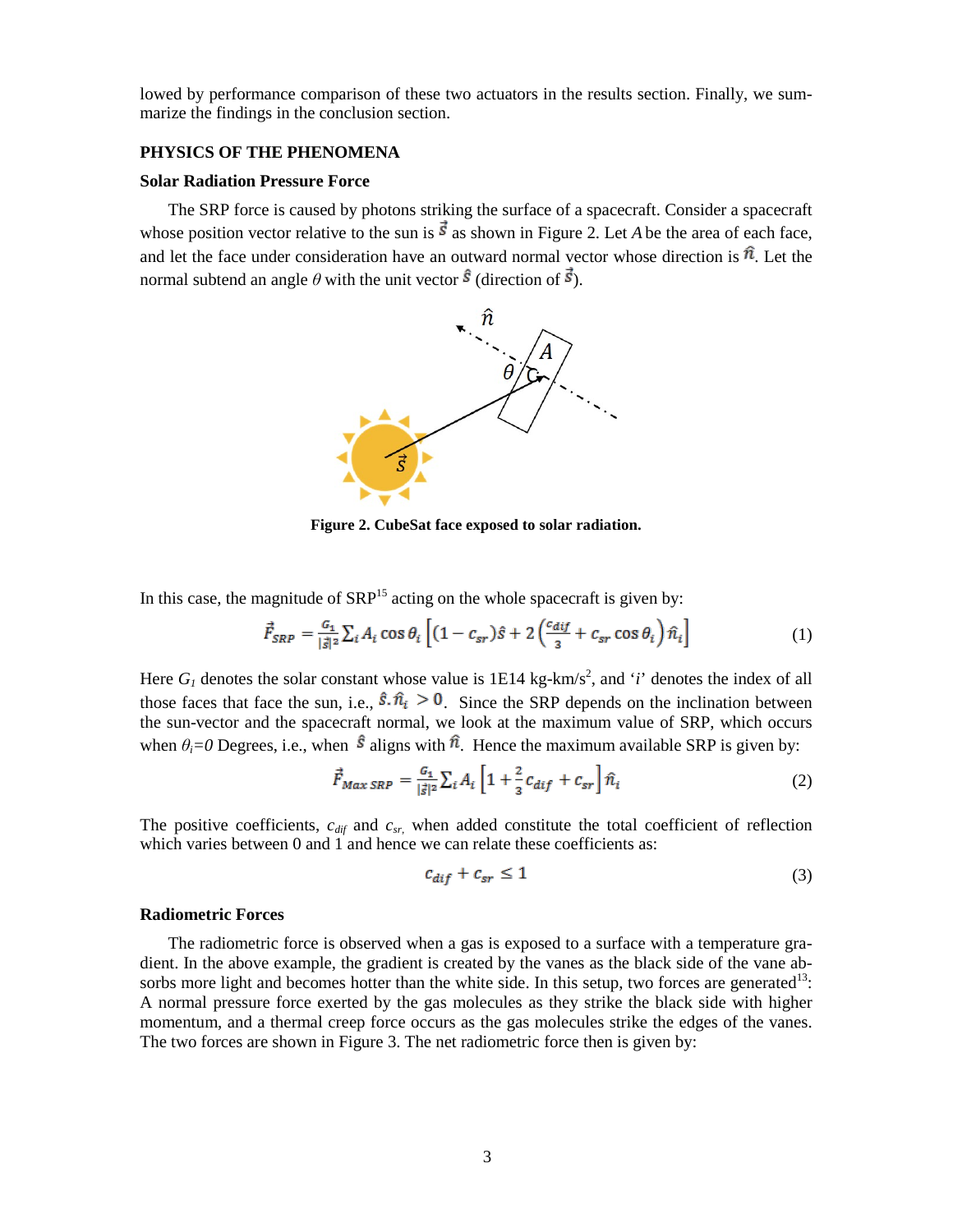lowed by performance comparison of these two actuators in the results section. Finally, we summarize the findings in the conclusion section.

## PHYSICS OF THE PHENOMENA

### Solar Radiation Pressure Force

The SRP force is caused by photons striking the surface of a spacecraft. Consider a spacecraft whose position vector relative to the sun is $\vec{s}$ as shown in Figure 2. Let $A$ be the area of each face, and let the face under consideration have an outward normal vector whose direction is $\hat{n}$. Let the normal subtend an angle $\theta$ with the unit vector $\hat{s}$ (direction of $\vec{s}$).

**Figure 2. CubeSat face exposed to solar radiation.**

In this case, the magnitude of SRP[15] acting on the whole spacecraft is given by:

$$\vec{F}_{SRP} = \frac{G_1}{|\vec{s}|^2} \sum_i A_i \cos\theta_i \left[ (1 - c_{sr})\hat{s} + 2\left(\frac{c_{dif}}{3} + c_{sr}\cos\theta_i\right)\hat{n}_i \right] \tag{1}$$

Here $G_1$ denotes the solar constant whose value is 1E14 kg-km/s$^2$, and '$i$' denotes the index of all those faces that face the sun, i.e., $\hat{s}.\hat{n}_i > 0$. Since the SRP depends on the inclination between the sun-vector and the spacecraft normal, we look at the maximum value of SRP, which occurs when $\theta_i = 0$ Degrees, i.e., when $\hat{s}$ aligns with $\hat{n}$. Hence the maximum available SRP is given by:

$$\vec{F}_{Max\,SRP} = \frac{G_1}{|\vec{s}|^2} \sum_i A_i \left[ 1 + \frac{2}{3}c_{dif} + c_{sr} \right] \hat{n}_i \tag{2}$$

The positive coefficients, $c_{dif}$ and $c_{sr}$, when added constitute the total coefficient of reflection which varies between 0 and 1 and hence we can relate these coefficients as:

$$c_{dif} + c_{sr} \leq 1 \tag{3}$$

### Radiometric Forces

The radiometric force is observed when a gas is exposed to a surface with a temperature gradient. In the above example, the gradient is created by the vanes as the black side of the vane absorbs more light and becomes hotter than the white side. In this setup, two forces are generated[13]: A normal pressure force exerted by the gas molecules as they strike the black side with higher momentum, and a thermal creep force occurs as the gas molecules strike the edges of the vanes. The two forces are shown in Figure 3. The net radiometric force then is given by: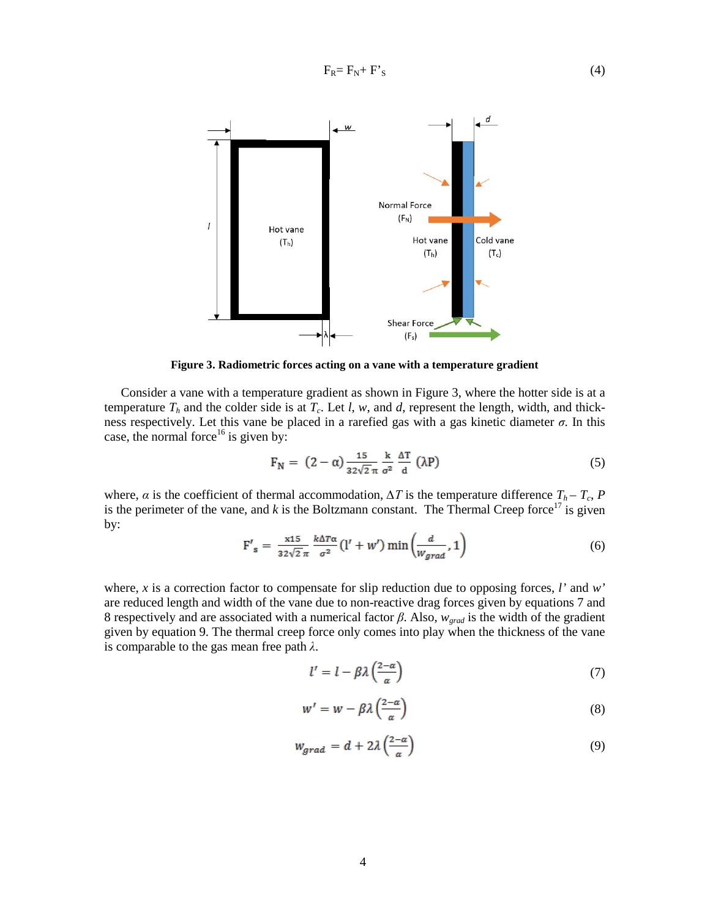$$F_R = F_N + F'_S \tag{4}$$

**Figure 3. Radiometric forces acting on a vane with a temperature gradient**

Consider a vane with a temperature gradient as shown in Figure 3, where the hotter side is at a temperature $T_h$ and the colder side is at $T_c$. Let $l$, $w$, and $d$, represent the length, width, and thickness respectively. Let this vane be placed in a rarefied gas with a gas kinetic diameter $\sigma$. In this case, the normal force[16] is given by:

$$F_N = (2-\alpha)\frac{15}{32\sqrt{2}\,\pi}\frac{k}{\sigma^2}\frac{\Delta T}{d}(\lambda P) \tag{5}$$

where, $\alpha$ is the coefficient of thermal accommodation, $\Delta T$ is the temperature difference $T_h - T_c$, $P$ is the perimeter of the vane, and $k$ is the Boltzmann constant. The Thermal Creep force[17] is given by:

$$F'_s = \frac{x15}{32\sqrt{2}\,\pi}\frac{k\Delta T\alpha}{\sigma^2}(l' + w')\min\left(\frac{d}{w_{grad}}, 1\right) \tag{6}$$

where, $x$ is a correction factor to compensate for slip reduction due to opposing forces, $l'$ and $w'$ are reduced length and width of the vane due to non-reactive drag forces given by equations 7 and 8 respectively and are associated with a numerical factor $\beta$. Also, $w_{grad}$ is the width of the gradient given by equation 9. The thermal creep force only comes into play when the thickness of the vane is comparable to the gas mean free path $\lambda$.

$$l' = l - \beta\lambda\left(\frac{2-\alpha}{\alpha}\right) \tag{7}$$

$$w' = w - \beta\lambda\left(\frac{2-\alpha}{\alpha}\right) \tag{8}$$

$$w_{grad} = d + 2\lambda\left(\frac{2-\alpha}{\alpha}\right) \tag{9}$$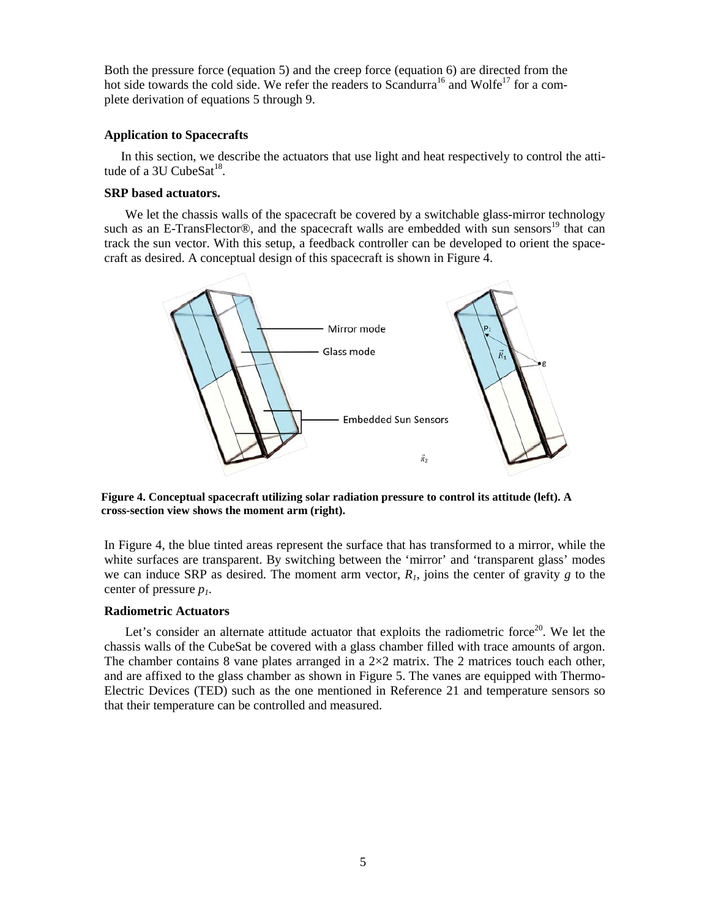Both the pressure force (equation 5) and the creep force (equation 6) are directed from the hot side towards the cold side. We refer the readers to Scandurra[16] and Wolfe[17] for a complete derivation of equations 5 through 9.

### Application to Spacecrafts

In this section, we describe the actuators that use light and heat respectively to control the attitude of a 3U CubeSat[18].

#### SRP based actuators.

We let the chassis walls of the spacecraft be covered by a switchable glass-mirror technology such as an E-TransFlector®, and the spacecraft walls are embedded with sun sensors[19] that can track the sun vector. With this setup, a feedback controller can be developed to orient the spacecraft as desired. A conceptual design of this spacecraft is shown in Figure 4.

**Figure 4. Conceptual spacecraft utilizing solar radiation pressure to control its attitude (left). A cross-section view shows the moment arm (right).**

In Figure 4, the blue tinted areas represent the surface that has transformed to a mirror, while the white surfaces are transparent. By switching between the 'mirror' and 'transparent glass' modes we can induce SRP as desired. The moment arm vector, $R_1$, joins the center of gravity $g$ to the center of pressure $p_1$.

#### Radiometric Actuators

Let's consider an alternate attitude actuator that exploits the radiometric force[20]. We let the chassis walls of the CubeSat be covered with a glass chamber filled with trace amounts of argon. The chamber contains 8 vane plates arranged in a $2\times2$ matrix. The 2 matrices touch each other, and are affixed to the glass chamber as shown in Figure 5. The vanes are equipped with Thermo-Electric Devices (TED) such as the one mentioned in Reference 21 and temperature sensors so that their temperature can be controlled and measured.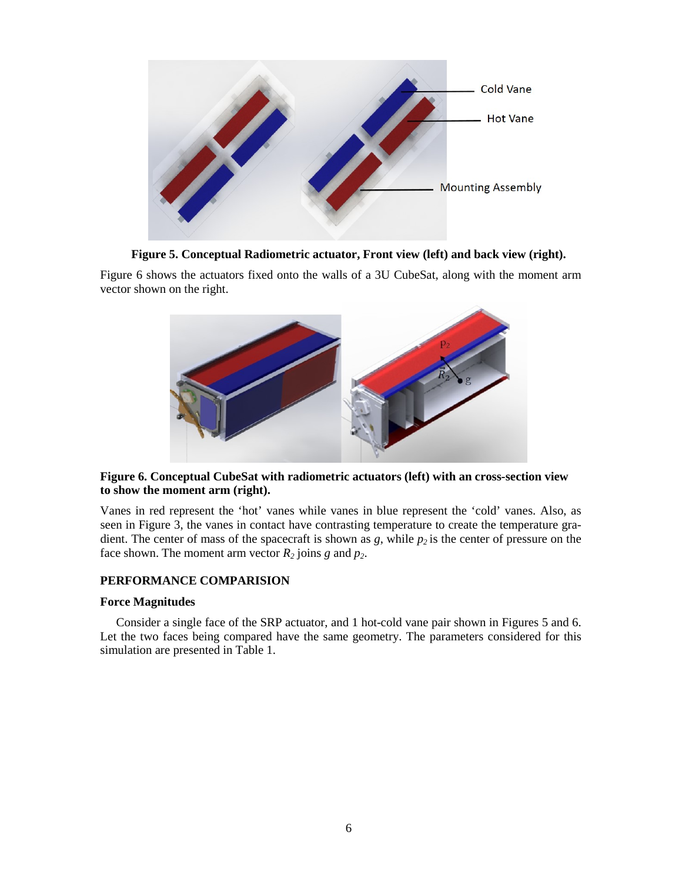**Figure 5. Conceptual Radiometric actuator, Front view (left) and back view (right).**

Figure 6 shows the actuators fixed onto the walls of a 3U CubeSat, along with the moment arm vector shown on the right.

**Figure 6. Conceptual CubeSat with radiometric actuators (left) with an cross-section view to show the moment arm (right).**

Vanes in red represent the 'hot' vanes while vanes in blue represent the 'cold' vanes. Also, as seen in Figure 3, the vanes in contact have contrasting temperature to create the temperature gradient. The center of mass of the spacecraft is shown as $g$, while $p_2$ is the center of pressure on the face shown. The moment arm vector $R_2$ joins $g$ and $p_2$.

## PERFORMANCE COMPARISION

### Force Magnitudes

Consider a single face of the SRP actuator, and 1 hot-cold vane pair shown in Figures 5 and 6. Let the two faces being compared have the same geometry. The parameters considered for this simulation are presented in Table 1.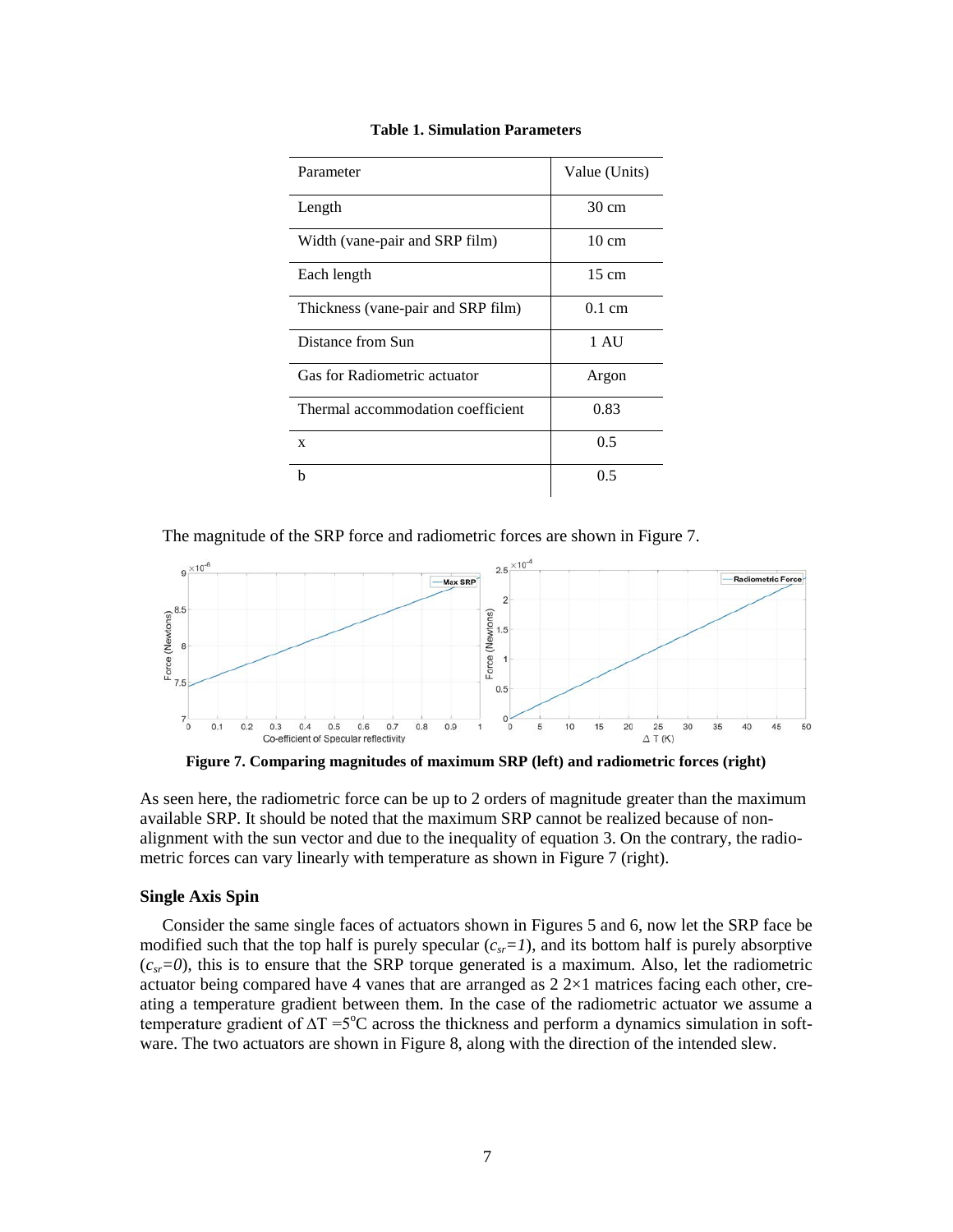**Table 1. Simulation Parameters**

| Parameter | Value (Units) |
|---|---|
| Length | 30 cm |
| Width (vane-pair and SRP film) | 10 cm |
| Each length | 15 cm |
| Thickness (vane-pair and SRP film) | 0.1 cm |
| Distance from Sun | 1 AU |
| Gas for Radiometric actuator | Argon |
| Thermal accommodation coefficient | 0.83 |
| x | 0.5 |
| b | 0.5 |

The magnitude of the SRP force and radiometric forces are shown in Figure 7.

**Figure 7. Comparing magnitudes of maximum SRP (left) and radiometric forces (right)**

As seen here, the radiometric force can be up to 2 orders of magnitude greater than the maximum available SRP. It should be noted that the maximum SRP cannot be realized because of non-alignment with the sun vector and due to the inequality of equation 3. On the contrary, the radiometric forces can vary linearly with temperature as shown in Figure 7 (right).

### Single Axis Spin

Consider the same single faces of actuators shown in Figures 5 and 6, now let the SRP face be modified such that the top half is purely specular ($c_{sr}=1$), and its bottom half is purely absorptive ($c_{sr}=0$), this is to ensure that the SRP torque generated is a maximum. Also, let the radiometric actuator being compared have 4 vanes that are arranged as 2 $2\times1$ matrices facing each other, creating a temperature gradient between them. In the case of the radiometric actuator we assume a temperature gradient of $\Delta T = 5^{o}$C across the thickness and perform a dynamics simulation in software. The two actuators are shown in Figure 8, along with the direction of the intended slew.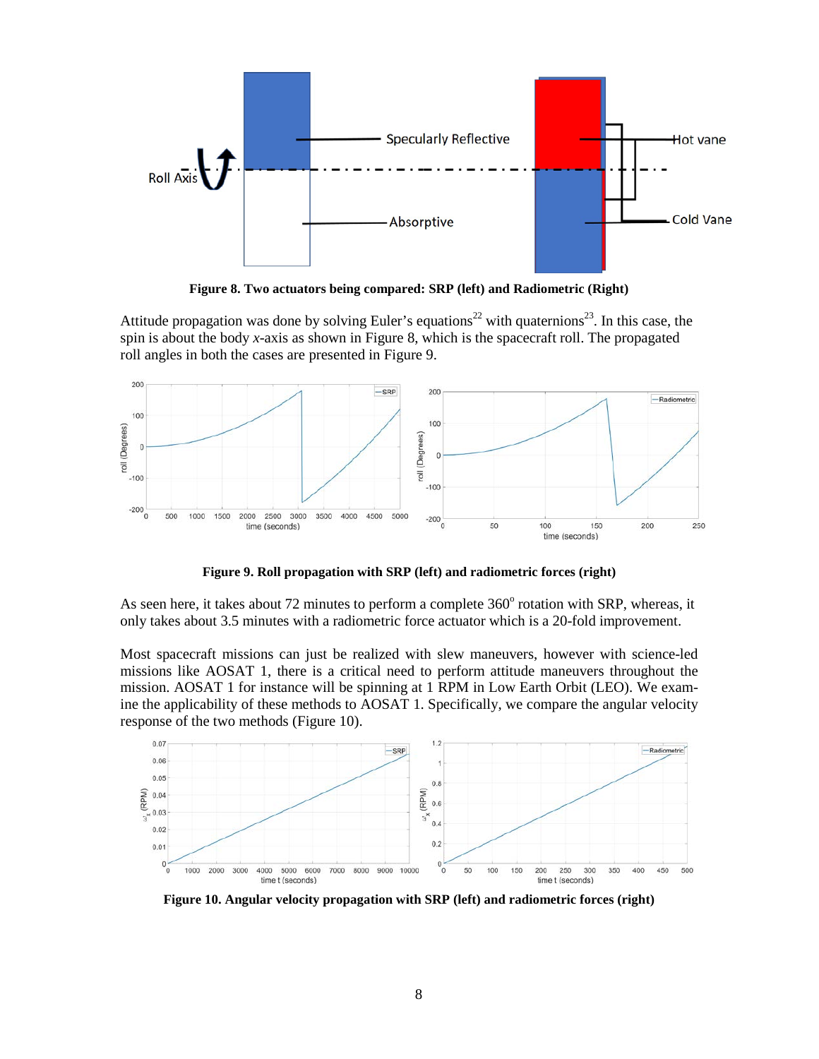Figure 8. Two actuators being compared: SRP (left) and Radiometric (Right)

Attitude propagation was done by solving Euler's equations[22] with quaternions[23]. In this case, the spin is about the body *x*-axis as shown in Figure 8, which is the spacecraft roll. The propagated roll angles in both the cases are presented in Figure 9.

Figure 9. Roll propagation with SRP (left) and radiometric forces (right)

As seen here, it takes about 72 minutes to perform a complete 360$^{o}$ rotation with SRP, whereas, it only takes about 3.5 minutes with a radiometric force actuator which is a 20-fold improvement.

Most spacecraft missions can just be realized with slew maneuvers, however with science-led missions like AOSAT 1, there is a critical need to perform attitude maneuvers throughout the mission. AOSAT 1 for instance will be spinning at 1 RPM in Low Earth Orbit (LEO). We examine the applicability of these methods to AOSAT 1. Specifically, we compare the angular velocity response of the two methods (Figure 10).

Figure 10. Angular velocity propagation with SRP (left) and radiometric forces (right)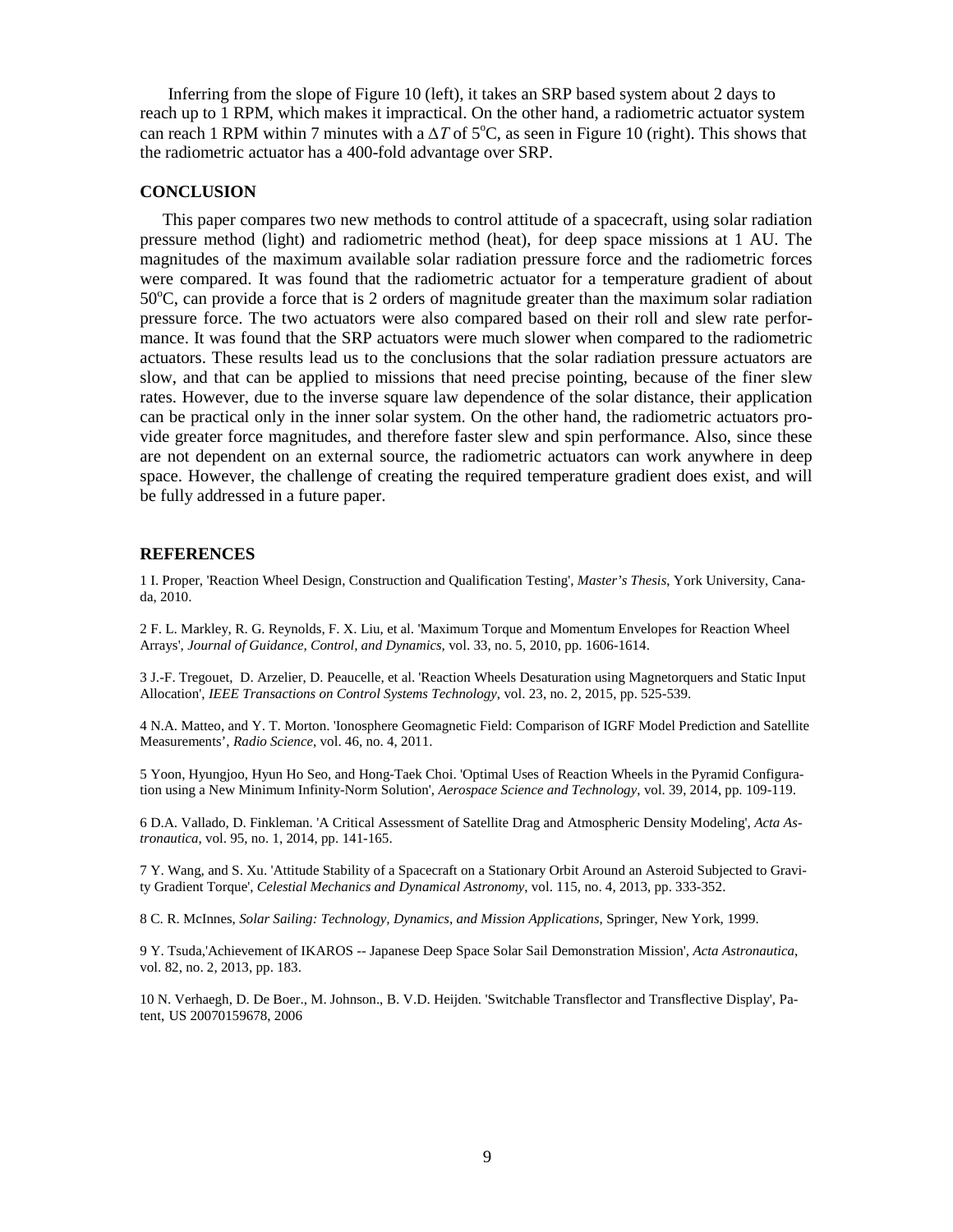Inferring from the slope of Figure 10 (left), it takes an SRP based system about 2 days to reach up to 1 RPM, which makes it impractical. On the other hand, a radiometric actuator system can reach 1 RPM within 7 minutes with a $\Delta T$ of 5°C, as seen in Figure 10 (right). This shows that the radiometric actuator has a 400-fold advantage over SRP.

## CONCLUSION

This paper compares two new methods to control attitude of a spacecraft, using solar radiation pressure method (light) and radiometric method (heat), for deep space missions at 1 AU. The magnitudes of the maximum available solar radiation pressure force and the radiometric forces were compared. It was found that the radiometric actuator for a temperature gradient of about 50°C, can provide a force that is 2 orders of magnitude greater than the maximum solar radiation pressure force. The two actuators were also compared based on their roll and slew rate performance. It was found that the SRP actuators were much slower when compared to the radiometric actuators. These results lead us to the conclusions that the solar radiation pressure actuators are slow, and that can be applied to missions that need precise pointing, because of the finer slew rates. However, due to the inverse square law dependence of the solar distance, their application can be practical only in the inner solar system. On the other hand, the radiometric actuators provide greater force magnitudes, and therefore faster slew and spin performance. Also, since these are not dependent on an external source, the radiometric actuators can work anywhere in deep space. However, the challenge of creating the required temperature gradient does exist, and will be fully addressed in a future paper.

## REFERENCES

1 I. Proper, 'Reaction Wheel Design, Construction and Qualification Testing', *Master's Thesis*, York University, Canada, 2010.

2 F. L. Markley, R. G. Reynolds, F. X. Liu, et al. 'Maximum Torque and Momentum Envelopes for Reaction Wheel Arrays', *Journal of Guidance, Control, and Dynamics*, vol. 33, no. 5, 2010, pp. 1606-1614.

3 J.-F. Tregouet, D. Arzelier, D. Peaucelle, et al. 'Reaction Wheels Desaturation using Magnetorquers and Static Input Allocation', *IEEE Transactions on Control Systems Technology*, vol. 23, no. 2, 2015, pp. 525-539.

4 N.A. Matteo, and Y. T. Morton. 'Ionosphere Geomagnetic Field: Comparison of IGRF Model Prediction and Satellite Measurements', *Radio Science*, vol. 46, no. 4, 2011.

5 Yoon, Hyungjoo, Hyun Ho Seo, and Hong-Taek Choi. 'Optimal Uses of Reaction Wheels in the Pyramid Configuration using a New Minimum Infinity-Norm Solution', *Aerospace Science and Technology*, vol. 39, 2014, pp. 109-119.

6 D.A. Vallado, D. Finkleman. 'A Critical Assessment of Satellite Drag and Atmospheric Density Modeling', *Acta Astronautica*, vol. 95, no. 1, 2014, pp. 141-165.

7 Y. Wang, and S. Xu. 'Attitude Stability of a Spacecraft on a Stationary Orbit Around an Asteroid Subjected to Gravity Gradient Torque', *Celestial Mechanics and Dynamical Astronomy*, vol. 115, no. 4, 2013, pp. 333-352.

8 C. R. McInnes, *Solar Sailing: Technology, Dynamics, and Mission Applications*, Springer, New York, 1999.

9 Y. Tsuda,'Achievement of IKAROS -- Japanese Deep Space Solar Sail Demonstration Mission', *Acta Astronautica*, vol. 82, no. 2, 2013, pp. 183.

10 N. Verhaegh, D. De Boer., M. Johnson., B. V.D. Heijden. 'Switchable Transflector and Transflective Display', Patent, US 20070159678, 2006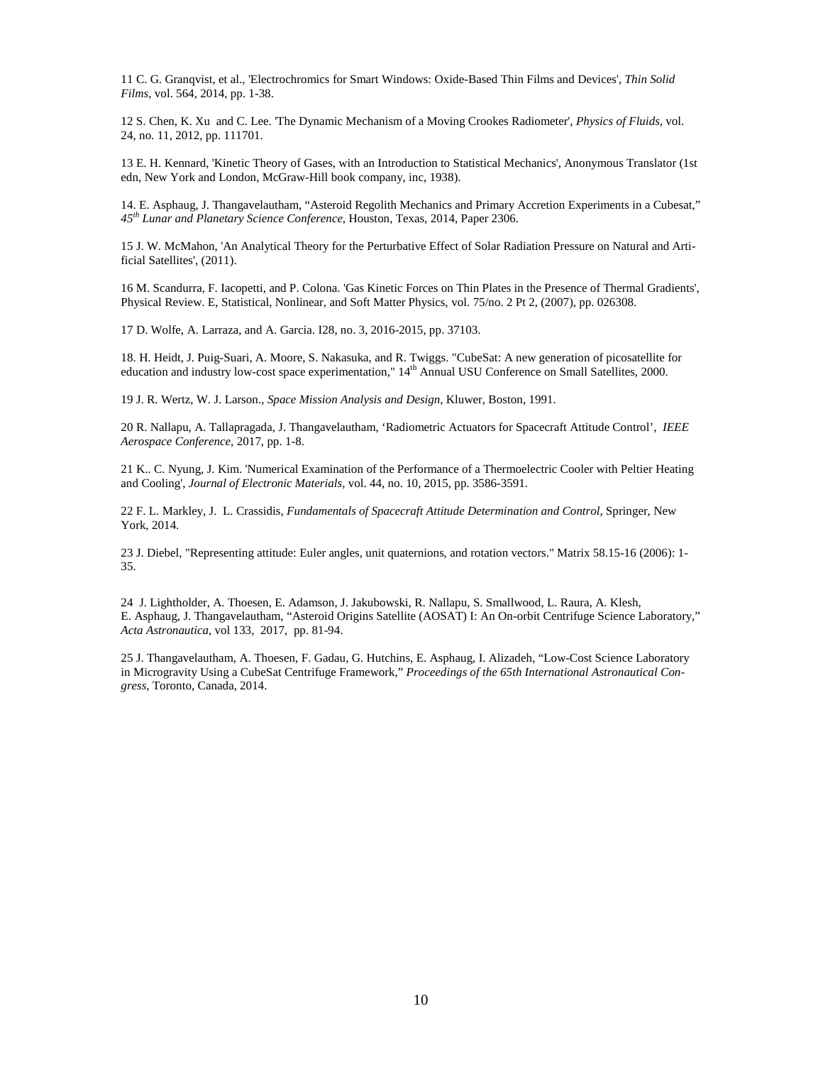11 C. G. Granqvist, et al., 'Electrochromics for Smart Windows: Oxide-Based Thin Films and Devices', *Thin Solid Films*, vol. 564, 2014, pp. 1-38.

12 S. Chen, K. Xu and C. Lee. 'The Dynamic Mechanism of a Moving Crookes Radiometer', *Physics of Fluids*, vol. 24, no. 11, 2012, pp. 111701.

13 E. H. Kennard, 'Kinetic Theory of Gases, with an Introduction to Statistical Mechanics', Anonymous Translator (1st edn, New York and London, McGraw-Hill book company, inc, 1938).

14. E. Asphaug, J. Thangavelautham, "Asteroid Regolith Mechanics and Primary Accretion Experiments in a Cubesat," *45th Lunar and Planetary Science Conference*, Houston, Texas, 2014, Paper 2306.

15 J. W. McMahon, 'An Analytical Theory for the Perturbative Effect of Solar Radiation Pressure on Natural and Artificial Satellites', (2011).

16 M. Scandurra, F. Iacopetti, and P. Colona. 'Gas Kinetic Forces on Thin Plates in the Presence of Thermal Gradients', Physical Review. E, Statistical, Nonlinear, and Soft Matter Physics, vol. 75/no. 2 Pt 2, (2007), pp. 026308.

17 D. Wolfe, A. Larraza, and A. Garcia. I28, no. 3, 2016-2015, pp. 37103.

18. H. Heidt, J. Puig-Suari, A. Moore, S. Nakasuka, and R. Twiggs. "CubeSat: A new generation of picosatellite for education and industry low-cost space experimentation," 14th Annual USU Conference on Small Satellites, 2000.

19 J. R. Wertz, W. J. Larson., *Space Mission Analysis and Design*, Kluwer, Boston, 1991.

20 R. Nallapu, A. Tallapragada, J. Thangavelautham, 'Radiometric Actuators for Spacecraft Attitude Control', *IEEE Aerospace Conference*, 2017, pp. 1-8.

21 K.. C. Nyung, J. Kim. 'Numerical Examination of the Performance of a Thermoelectric Cooler with Peltier Heating and Cooling', *Journal of Electronic Materials*, vol. 44, no. 10, 2015, pp. 3586-3591.

22 F. L. Markley, J. L. Crassidis, *Fundamentals of Spacecraft Attitude Determination and Control*, Springer, New York, 2014.

23 J. Diebel, "Representing attitude: Euler angles, unit quaternions, and rotation vectors." Matrix 58.15-16 (2006): 1-35.

24 J. Lightholder, A. Thoesen, E. Adamson, J. Jakubowski, R. Nallapu, S. Smallwood, L. Raura, A. Klesh, E. Asphaug, J. Thangavelautham, "Asteroid Origins Satellite (AOSAT) I: An On-orbit Centrifuge Science Laboratory," *Acta Astronautica*, vol 133, 2017, pp. 81-94.

25 J. Thangavelautham, A. Thoesen, F. Gadau, G. Hutchins, E. Asphaug, I. Alizadeh, "Low-Cost Science Laboratory in Microgravity Using a CubeSat Centrifuge Framework," *Proceedings of the 65th International Astronautical Congress*, Toronto, Canada, 2014.